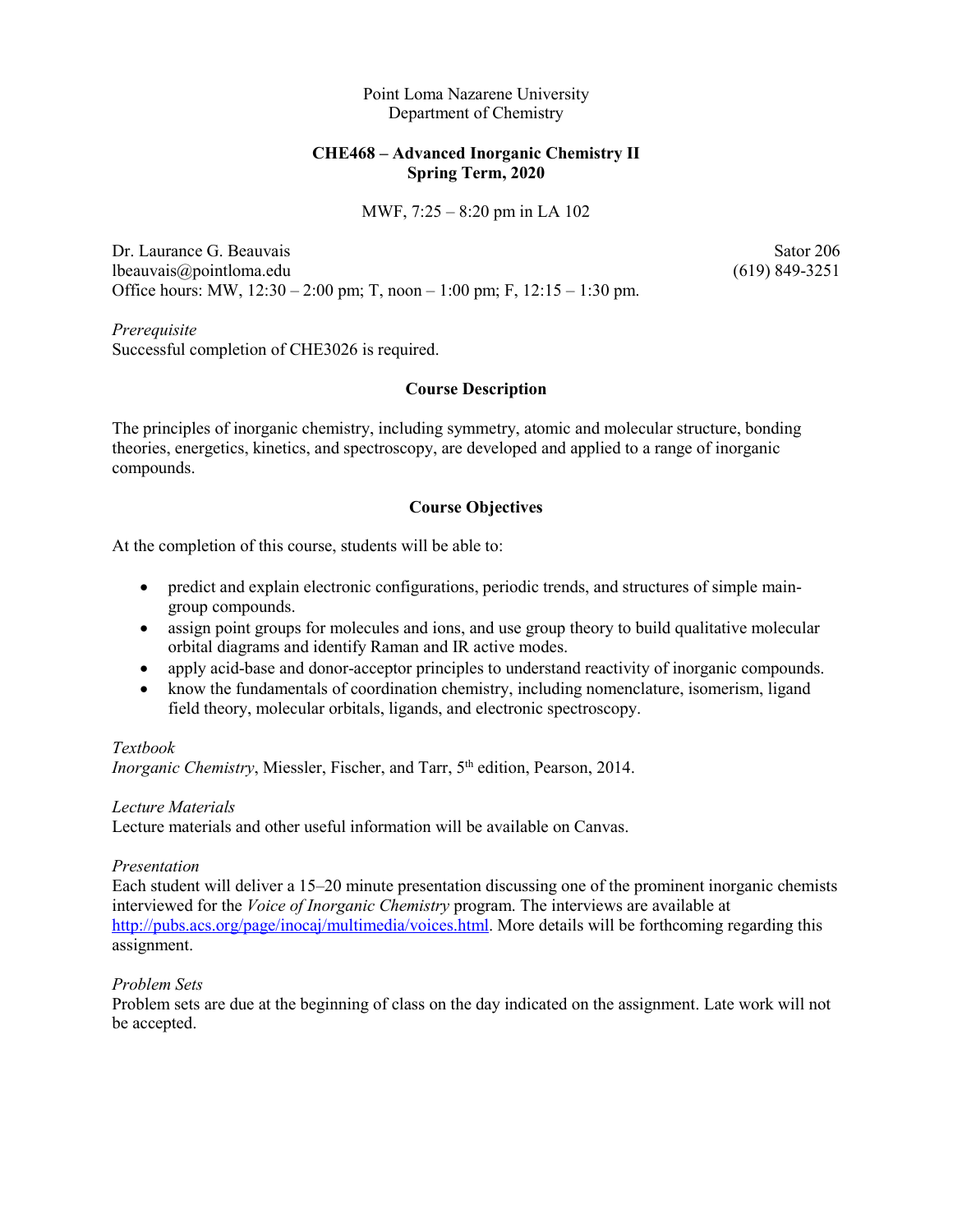Point Loma Nazarene University
Department of Chemistry

**CHE468 – Advanced Inorganic Chemistry II**
**Spring Term, 2020**

MWF, 7:25 – 8:20 pm in LA 102

Dr. Laurance G. Beauvais — Sator 206
lbeauvais@pointloma.edu — (619) 849-3251
Office hours: MW, 12:30 – 2:00 pm; T, noon – 1:00 pm; F, 12:15 – 1:30 pm.

*Prerequisite*
Successful completion of CHE3026 is required.

## Course Description

The principles of inorganic chemistry, including symmetry, atomic and molecular structure, bonding theories, energetics, kinetics, and spectroscopy, are developed and applied to a range of inorganic compounds.

## Course Objectives

At the completion of this course, students will be able to:

- predict and explain electronic configurations, periodic trends, and structures of simple main-group compounds.
- assign point groups for molecules and ions, and use group theory to build qualitative molecular orbital diagrams and identify Raman and IR active modes.
- apply acid-base and donor-acceptor principles to understand reactivity of inorganic compounds.
- know the fundamentals of coordination chemistry, including nomenclature, isomerism, ligand field theory, molecular orbitals, ligands, and electronic spectroscopy.

*Textbook*
*Inorganic Chemistry*, Miessler, Fischer, and Tarr, 5th edition, Pearson, 2014.

*Lecture Materials*
Lecture materials and other useful information will be available on Canvas.

*Presentation*
Each student will deliver a 15–20 minute presentation discussing one of the prominent inorganic chemists interviewed for the *Voice of Inorganic Chemistry* program. The interviews are available at http://pubs.acs.org/page/inocaj/multimedia/voices.html. More details will be forthcoming regarding this assignment.

*Problem Sets*
Problem sets are due at the beginning of class on the day indicated on the assignment. Late work will not be accepted.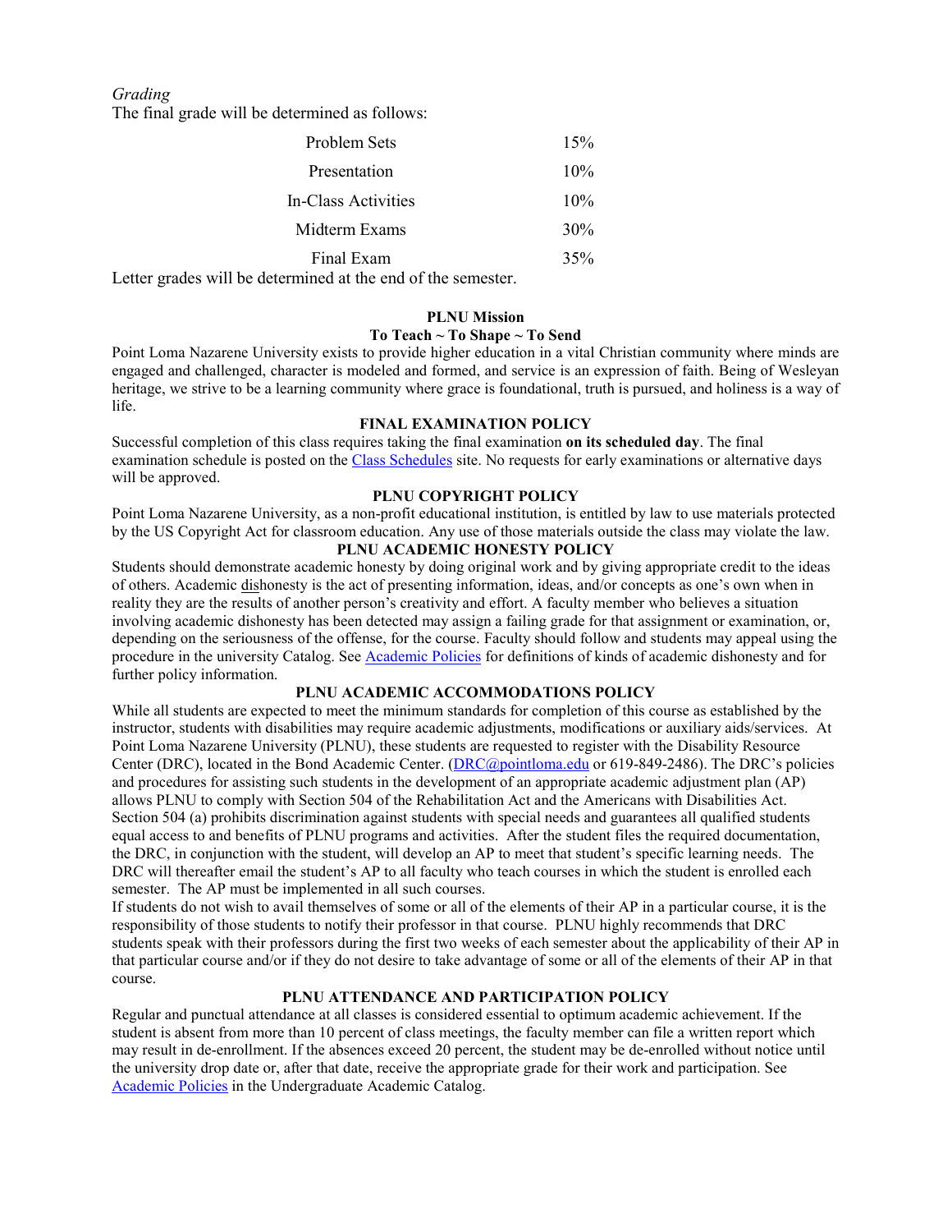*Grading*

The final grade will be determined as follows:

| | |
|---|---|
| Problem Sets | 15% |
| Presentation | 10% |
| In-Class Activities | 10% |
| Midterm Exams | 30% |
| Final Exam | 35% |

Letter grades will be determined at the end of the semester.

**PLNU Mission**

**To Teach ~ To Shape ~ To Send**

Point Loma Nazarene University exists to provide higher education in a vital Christian community where minds are engaged and challenged, character is modeled and formed, and service is an expression of faith. Being of Wesleyan heritage, we strive to be a learning community where grace is foundational, truth is pursued, and holiness is a way of life.

**FINAL EXAMINATION POLICY**

Successful completion of this class requires taking the final examination **on its scheduled day**. The final examination schedule is posted on the [Class Schedules] site. No requests for early examinations or alternative days will be approved.

**PLNU COPYRIGHT POLICY**

Point Loma Nazarene University, as a non-profit educational institution, is entitled by law to use materials protected by the US Copyright Act for classroom education. Any use of those materials outside the class may violate the law.

**PLNU ACADEMIC HONESTY POLICY**

Students should demonstrate academic honesty by doing original work and by giving appropriate credit to the ideas of others. Academic dishonesty is the act of presenting information, ideas, and/or concepts as one's own when in reality they are the results of another person's creativity and effort. A faculty member who believes a situation involving academic dishonesty has been detected may assign a failing grade for that assignment or examination, or, depending on the seriousness of the offense, for the course. Faculty should follow and students may appeal using the procedure in the university Catalog. See [Academic Policies] for definitions of kinds of academic dishonesty and for further policy information.

**PLNU ACADEMIC ACCOMMODATIONS POLICY**

While all students are expected to meet the minimum standards for completion of this course as established by the instructor, students with disabilities may require academic adjustments, modifications or auxiliary aids/services. At Point Loma Nazarene University (PLNU), these students are requested to register with the Disability Resource Center (DRC), located in the Bond Academic Center. (DRC@pointloma.edu or 619-849-2486). The DRC's policies and procedures for assisting such students in the development of an appropriate academic adjustment plan (AP) allows PLNU to comply with Section 504 of the Rehabilitation Act and the Americans with Disabilities Act. Section 504 (a) prohibits discrimination against students with special needs and guarantees all qualified students equal access to and benefits of PLNU programs and activities. After the student files the required documentation, the DRC, in conjunction with the student, will develop an AP to meet that student's specific learning needs. The DRC will thereafter email the student's AP to all faculty who teach courses in which the student is enrolled each semester. The AP must be implemented in all such courses.

If students do not wish to avail themselves of some or all of the elements of their AP in a particular course, it is the responsibility of those students to notify their professor in that course. PLNU highly recommends that DRC students speak with their professors during the first two weeks of each semester about the applicability of their AP in that particular course and/or if they do not desire to take advantage of some or all of the elements of their AP in that course.

**PLNU ATTENDANCE AND PARTICIPATION POLICY**

Regular and punctual attendance at all classes is considered essential to optimum academic achievement. If the student is absent from more than 10 percent of class meetings, the faculty member can file a written report which may result in de-enrollment. If the absences exceed 20 percent, the student may be de-enrolled without notice until the university drop date or, after that date, receive the appropriate grade for their work and participation. See [Academic Policies] in the Undergraduate Academic Catalog.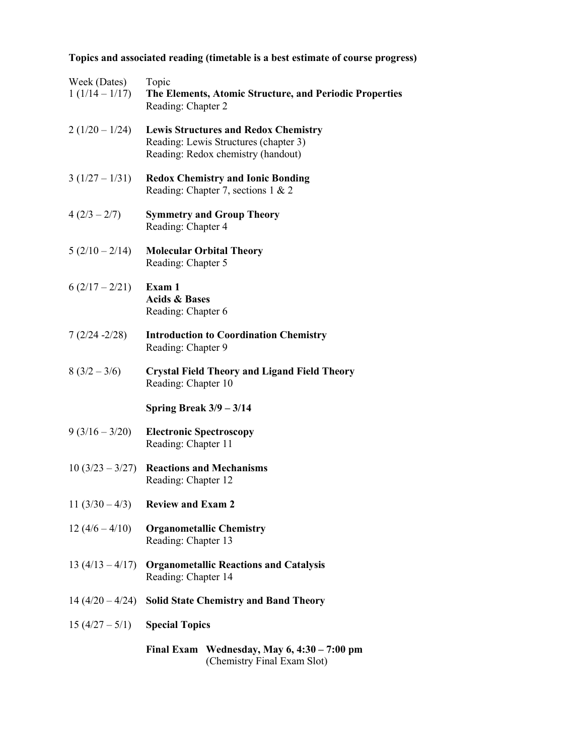**Topics and associated reading (timetable is a best estimate of course progress)**

| Week (Dates) | Topic |
|---|---|
| 1 (1/14 – 1/17) | **The Elements, Atomic Structure, and Periodic Properties**<br>Reading: Chapter 2 |
| 2 (1/20 – 1/24) | **Lewis Structures and Redox Chemistry**<br>Reading: Lewis Structures (chapter 3)<br>Reading: Redox chemistry (handout) |
| 3 (1/27 – 1/31) | **Redox Chemistry and Ionic Bonding**<br>Reading: Chapter 7, sections 1 & 2 |
| 4 (2/3 – 2/7) | **Symmetry and Group Theory**<br>Reading: Chapter 4 |
| 5 (2/10 – 2/14) | **Molecular Orbital Theory**<br>Reading: Chapter 5 |
| 6 (2/17 – 2/21) | **Exam 1**<br>**Acids & Bases**<br>Reading: Chapter 6 |
| 7 (2/24 -2/28) | **Introduction to Coordination Chemistry**<br>Reading: Chapter 9 |
| 8 (3/2 – 3/6) | **Crystal Field Theory and Ligand Field Theory**<br>Reading: Chapter 10 |
| | **Spring Break 3/9 – 3/14** |
| 9 (3/16 – 3/20) | **Electronic Spectroscopy**<br>Reading: Chapter 11 |
| 10 (3/23 – 3/27) | **Reactions and Mechanisms**<br>Reading: Chapter 12 |
| 11 (3/30 – 4/3) | **Review and Exam 2** |
| 12 (4/6 – 4/10) | **Organometallic Chemistry**<br>Reading: Chapter 13 |
| 13 (4/13 – 4/17) | **Organometallic Reactions and Catalysis**<br>Reading: Chapter 14 |
| 14 (4/20 – 4/24) | **Solid State Chemistry and Band Theory** |
| 15 (4/27 – 5/1) | **Special Topics** |
| | **Final Exam Wednesday, May 6, 4:30 – 7:00 pm**<br>(Chemistry Final Exam Slot) |